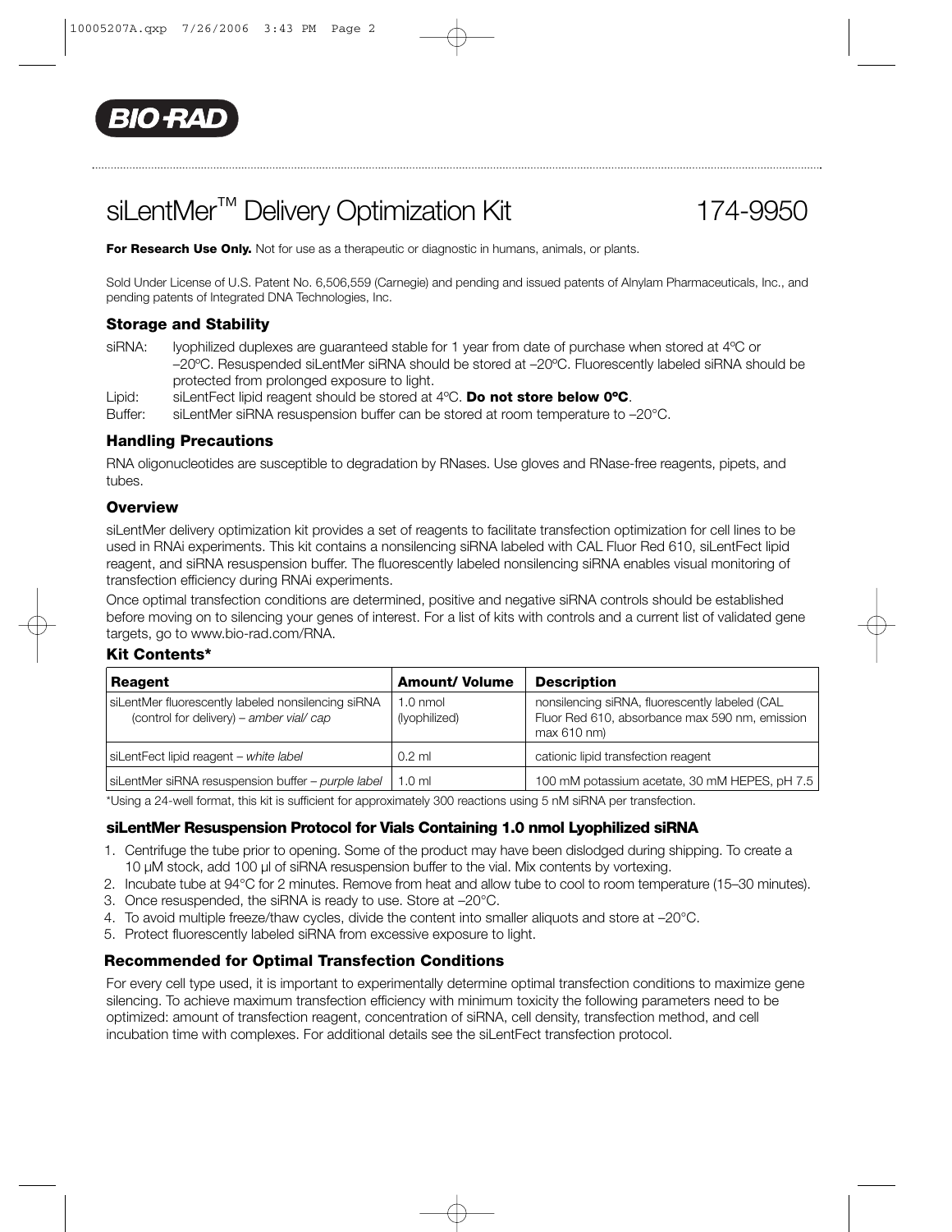# siLentMer™ Delivery Optimization Kit 174-9950

**For Research Use Only.** Not for use as a therapeutic or diagnostic in humans, animals, or plants.

Sold Under License of U.S. Patent No. 6,506,559 (Carnegie) and pending and issued patents of Alnylam Pharmaceuticals, Inc., and pending patents of Integrated DNA Technologies, Inc.

## Storage and Stability

siRNA: lyophilized duplexes are guaranteed stable for 1 year from date of purchase when stored at 4ºC or –20ºC. Resuspended siLentMer siRNA should be stored at –20ºC. Fluorescently labeled siRNA should be protected from prolonged exposure to light.

Lipid: siLentFect lipid reagent should be stored at 4ºC. **Do not store below 0ºC**.

Buffer: siLentMer siRNA resuspension buffer can be stored at room temperature to –20°C.

## Handling Precautions

RNA oligonucleotides are susceptible to degradation by RNases. Use gloves and RNase-free reagents, pipets, and tubes.

## Overview

siLentMer delivery optimization kit provides a set of reagents to facilitate transfection optimization for cell lines to be used in RNAi experiments. This kit contains a nonsilencing siRNA labeled with CAL Fluor Red 610, siLentFect lipid reagent, and siRNA resuspension buffer. The fluorescently labeled nonsilencing siRNA enables visual monitoring of transfection efficiency during RNAi experiments.

Once optimal transfection conditions are determined, positive and negative siRNA controls should be established before moving on to silencing your genes of interest. For a list of kits with controls and a current list of validated gene targets, go to www.bio-rad.com/RNA.

## Kit Contents*

| Reagent | Amount/ Volume | Description |
|---|---|---|
| siLentMer fluorescently labeled nonsilencing siRNA (control for delivery) – *amber vial/ cap* | 1.0 nmol (lyophilized) | nonsilencing siRNA, fluorescently labeled (CAL Fluor Red 610, absorbance max 590 nm, emission max 610 nm) |
| siLentFect lipid reagent – *white label* | 0.2 ml | cationic lipid transfection reagent |
| siLentMer siRNA resuspension buffer – *purple label* | 1.0 ml | 100 mM potassium acetate, 30 mM HEPES, pH 7.5 |

*Using a 24-well format, this kit is sufficient for approximately 300 reactions using 5 nM siRNA per transfection.

## siLentMer Resuspension Protocol for Vials Containing 1.0 nmol Lyophilized siRNA

1. Centrifuge the tube prior to opening. Some of the product may have been dislodged during shipping. To create a 10 µM stock, add 100 µl of siRNA resuspension buffer to the vial. Mix contents by vortexing.
2. Incubate tube at 94°C for 2 minutes. Remove from heat and allow tube to cool to room temperature (15–30 minutes).
3. Once resuspended, the siRNA is ready to use. Store at –20°C.
4. To avoid multiple freeze/thaw cycles, divide the content into smaller aliquots and store at –20°C.
5. Protect fluorescently labeled siRNA from excessive exposure to light.

## Recommended for Optimal Transfection Conditions

For every cell type used, it is important to experimentally determine optimal transfection conditions to maximize gene silencing. To achieve maximum transfection efficiency with minimum toxicity the following parameters need to be optimized: amount of transfection reagent, concentration of siRNA, cell density, transfection method, and cell incubation time with complexes. For additional details see the siLentFect transfection protocol.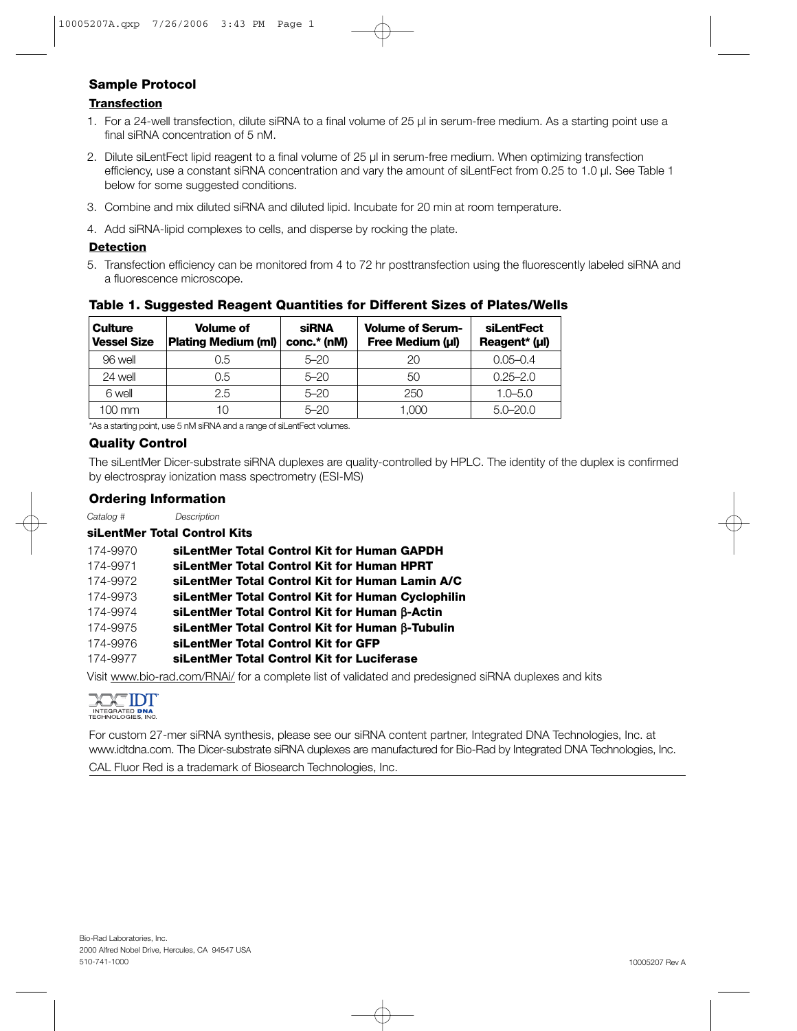## Sample Protocol

### Transfection

1. For a 24-well transfection, dilute siRNA to a final volume of 25 µl in serum-free medium. As a starting point use a final siRNA concentration of 5 nM.
2. Dilute siLentFect lipid reagent to a final volume of 25 µl in serum-free medium. When optimizing transfection efficiency, use a constant siRNA concentration and vary the amount of siLentFect from 0.25 to 1.0 µl. See Table 1 below for some suggested conditions.
3. Combine and mix diluted siRNA and diluted lipid. Incubate for 20 min at room temperature.
4. Add siRNA-lipid complexes to cells, and disperse by rocking the plate.

### Detection

5. Transfection efficiency can be monitored from 4 to 72 hr posttransfection using the fluorescently labeled siRNA and a fluorescence microscope.

**Table 1. Suggested Reagent Quantities for Different Sizes of Plates/Wells**

| Culture Vessel Size | Volume of Plating Medium (ml) | siRNA conc.* (nM) | Volume of Serum-Free Medium (µl) | siLentFect Reagent* (µl) |
|---|---|---|---|---|
| 96 well | 0.5 | 5–20 | 20 | 0.05–0.4 |
| 24 well | 0.5 | 5–20 | 50 | 0.25–2.0 |
| 6 well | 2.5 | 5–20 | 250 | 1.0–5.0 |
| 100 mm | 10 | 5–20 | 1,000 | 5.0–20.0 |

*As a starting point, use 5 nM siRNA and a range of siLentFect volumes.

## Quality Control

The siLentMer Dicer-substrate siRNA duplexes are quality-controlled by HPLC. The identity of the duplex is confirmed by electrospray ionization mass spectrometry (ESI-MS)

## Ordering Information

*Catalog #* *Description*

**siLentMer Total Control Kits**

| Catalog # | Description |
|---|---|
| 174-9970 | **siLentMer Total Control Kit for Human GAPDH** |
| 174-9971 | **siLentMer Total Control Kit for Human HPRT** |
| 174-9972 | **siLentMer Total Control Kit for Human Lamin A/C** |
| 174-9973 | **siLentMer Total Control Kit for Human Cyclophilin** |
| 174-9974 | **siLentMer Total Control Kit for Human β-Actin** |
| 174-9975 | **siLentMer Total Control Kit for Human β-Tubulin** |
| 174-9976 | **siLentMer Total Control Kit for GFP** |
| 174-9977 | **siLentMer Total Control Kit for Luciferase** |

Visit www.bio-rad.com/RNAi/ for a complete list of validated and predesigned siRNA duplexes and kits

IDT INTEGRATED DNA TECHNOLOGIES, INC.

For custom 27-mer siRNA synthesis, please see our siRNA content partner, Integrated DNA Technologies, Inc. at www.idtdna.com. The Dicer-substrate siRNA duplexes are manufactured for Bio-Rad by Integrated DNA Technologies, Inc.

CAL Fluor Red is a trademark of Biosearch Technologies, Inc.

Bio-Rad Laboratories, Inc.
2000 Alfred Nobel Drive, Hercules, CA 94547 USA
510-741-1000

10005207 Rev A